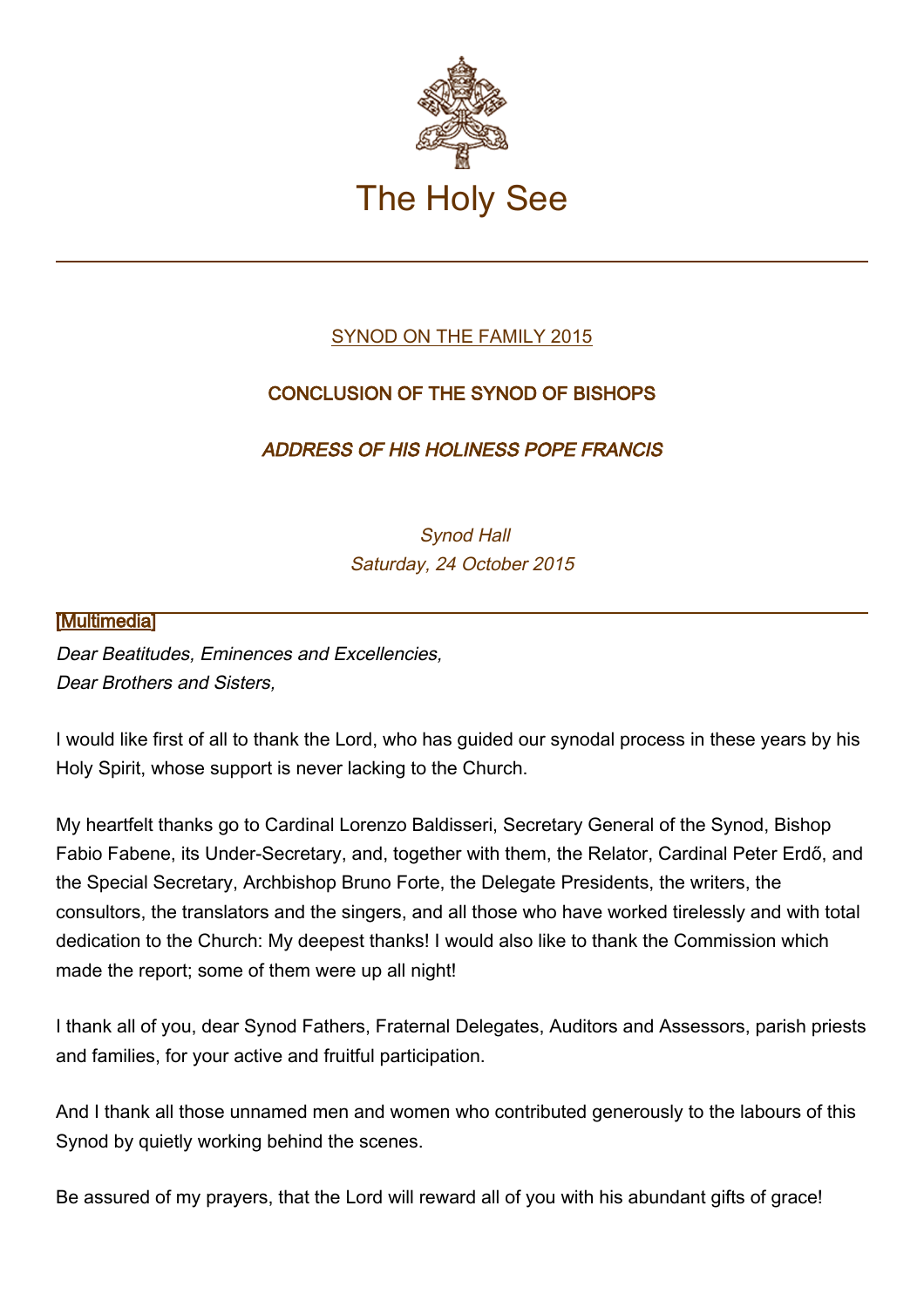# The Holy See

SYNOD ON THE FAMILY 2015

## CONCLUSION OF THE SYNOD OF BISHOPS

### *ADDRESS OF HIS HOLINESS POPE FRANCIS*

*Synod Hall*
*Saturday, 24 October 2015*

[Multimedia]

*Dear Beatitudes, Eminences and Excellencies,*
*Dear Brothers and Sisters,*

I would like first of all to thank the Lord, who has guided our synodal process in these years by his Holy Spirit, whose support is never lacking to the Church.

My heartfelt thanks go to Cardinal Lorenzo Baldisseri, Secretary General of the Synod, Bishop Fabio Fabene, its Under-Secretary, and, together with them, the Relator, Cardinal Peter Erdő, and the Special Secretary, Archbishop Bruno Forte, the Delegate Presidents, the writers, the consultors, the translators and the singers, and all those who have worked tirelessly and with total dedication to the Church: My deepest thanks! I would also like to thank the Commission which made the report; some of them were up all night!

I thank all of you, dear Synod Fathers, Fraternal Delegates, Auditors and Assessors, parish priests and families, for your active and fruitful participation.

And I thank all those unnamed men and women who contributed generously to the labours of this Synod by quietly working behind the scenes.

Be assured of my prayers, that the Lord will reward all of you with his abundant gifts of grace!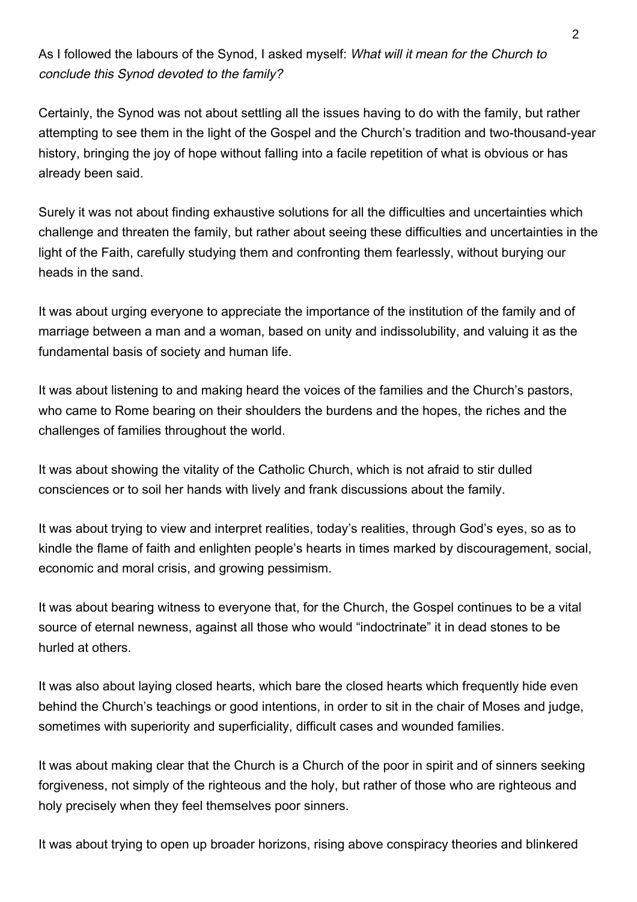As I followed the labours of the Synod, I asked myself: *What will it mean for the Church to conclude this Synod devoted to the family?*

Certainly, the Synod was not about settling all the issues having to do with the family, but rather attempting to see them in the light of the Gospel and the Church's tradition and two-thousand-year history, bringing the joy of hope without falling into a facile repetition of what is obvious or has already been said.

Surely it was not about finding exhaustive solutions for all the difficulties and uncertainties which challenge and threaten the family, but rather about seeing these difficulties and uncertainties in the light of the Faith, carefully studying them and confronting them fearlessly, without burying our heads in the sand.

It was about urging everyone to appreciate the importance of the institution of the family and of marriage between a man and a woman, based on unity and indissolubility, and valuing it as the fundamental basis of society and human life.

It was about listening to and making heard the voices of the families and the Church's pastors, who came to Rome bearing on their shoulders the burdens and the hopes, the riches and the challenges of families throughout the world.

It was about showing the vitality of the Catholic Church, which is not afraid to stir dulled consciences or to soil her hands with lively and frank discussions about the family.

It was about trying to view and interpret realities, today's realities, through God's eyes, so as to kindle the flame of faith and enlighten people's hearts in times marked by discouragement, social, economic and moral crisis, and growing pessimism.

It was about bearing witness to everyone that, for the Church, the Gospel continues to be a vital source of eternal newness, against all those who would "indoctrinate" it in dead stones to be hurled at others.

It was also about laying closed hearts, which bare the closed hearts which frequently hide even behind the Church's teachings or good intentions, in order to sit in the chair of Moses and judge, sometimes with superiority and superficiality, difficult cases and wounded families.

It was about making clear that the Church is a Church of the poor in spirit and of sinners seeking forgiveness, not simply of the righteous and the holy, but rather of those who are righteous and holy precisely when they feel themselves poor sinners.

It was about trying to open up broader horizons, rising above conspiracy theories and blinkered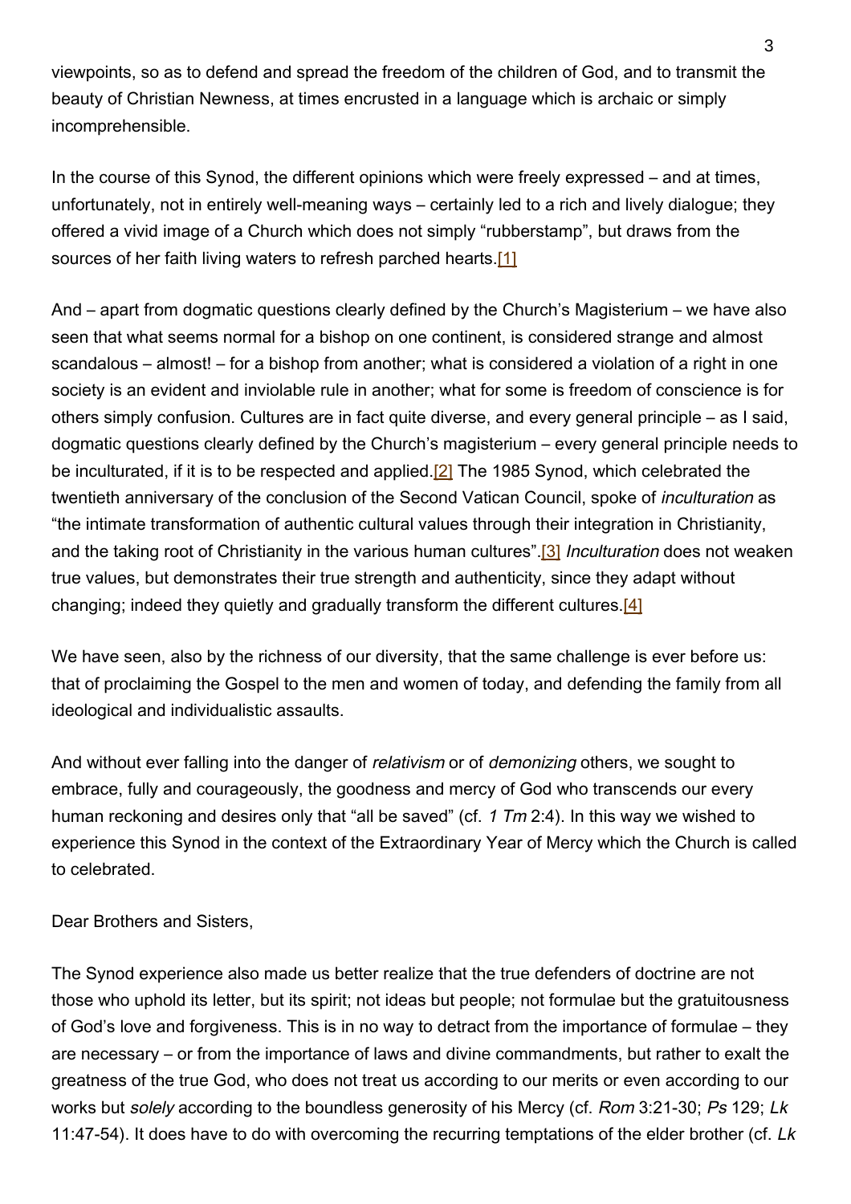viewpoints, so as to defend and spread the freedom of the children of God, and to transmit the beauty of Christian Newness, at times encrusted in a language which is archaic or simply incomprehensible.

In the course of this Synod, the different opinions which were freely expressed – and at times, unfortunately, not in entirely well-meaning ways – certainly led to a rich and lively dialogue; they offered a vivid image of a Church which does not simply "rubberstamp", but draws from the sources of her faith living waters to refresh parched hearts.[1]

And – apart from dogmatic questions clearly defined by the Church's Magisterium – we have also seen that what seems normal for a bishop on one continent, is considered strange and almost scandalous – almost! – for a bishop from another; what is considered a violation of a right in one society is an evident and inviolable rule in another; what for some is freedom of conscience is for others simply confusion. Cultures are in fact quite diverse, and every general principle – as I said, dogmatic questions clearly defined by the Church's magisterium – every general principle needs to be inculturated, if it is to be respected and applied.[2] The 1985 Synod, which celebrated the twentieth anniversary of the conclusion of the Second Vatican Council, spoke of *inculturation* as "the intimate transformation of authentic cultural values through their integration in Christianity, and the taking root of Christianity in the various human cultures".[3] *Inculturation* does not weaken true values, but demonstrates their true strength and authenticity, since they adapt without changing; indeed they quietly and gradually transform the different cultures.[4]

We have seen, also by the richness of our diversity, that the same challenge is ever before us: that of proclaiming the Gospel to the men and women of today, and defending the family from all ideological and individualistic assaults.

And without ever falling into the danger of *relativism* or of *demonizing* others, we sought to embrace, fully and courageously, the goodness and mercy of God who transcends our every human reckoning and desires only that "all be saved" (cf. *1 Tm* 2:4). In this way we wished to experience this Synod in the context of the Extraordinary Year of Mercy which the Church is called to celebrated.

Dear Brothers and Sisters,

The Synod experience also made us better realize that the true defenders of doctrine are not those who uphold its letter, but its spirit; not ideas but people; not formulae but the gratuitousness of God's love and forgiveness. This is in no way to detract from the importance of formulae – they are necessary – or from the importance of laws and divine commandments, but rather to exalt the greatness of the true God, who does not treat us according to our merits or even according to our works but *solely* according to the boundless generosity of his Mercy (cf. *Rom* 3:21-30; *Ps* 129; *Lk* 11:47-54). It does have to do with overcoming the recurring temptations of the elder brother (cf. *Lk*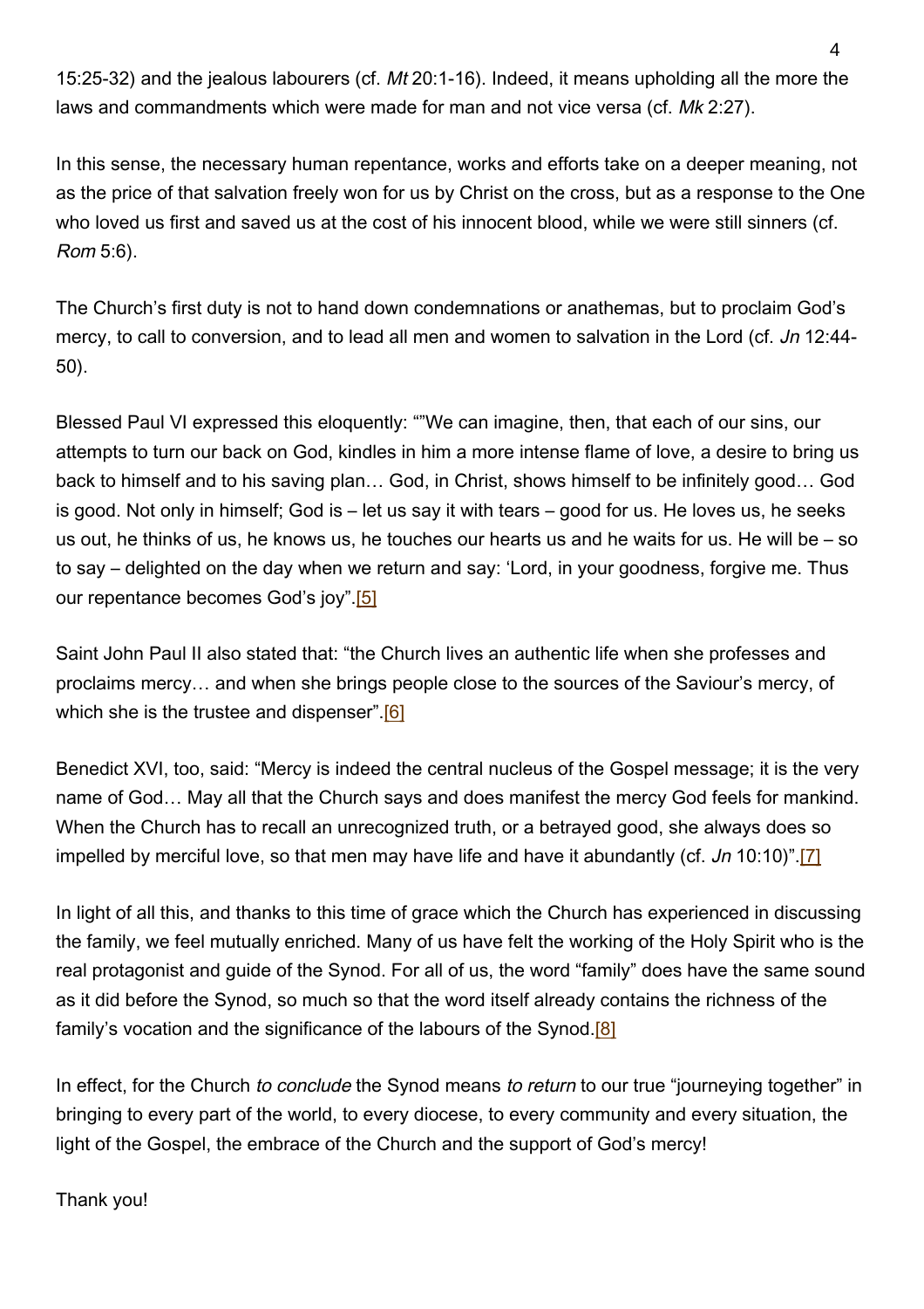15:25-32) and the jealous labourers (cf. *Mt* 20:1-16). Indeed, it means upholding all the more the laws and commandments which were made for man and not vice versa (cf. *Mk* 2:27).

In this sense, the necessary human repentance, works and efforts take on a deeper meaning, not as the price of that salvation freely won for us by Christ on the cross, but as a response to the One who loved us first and saved us at the cost of his innocent blood, while we were still sinners (cf. *Rom* 5:6).

The Church's first duty is not to hand down condemnations or anathemas, but to proclaim God's mercy, to call to conversion, and to lead all men and women to salvation in the Lord (cf. *Jn* 12:44-50).

Blessed Paul VI expressed this eloquently: ""We can imagine, then, that each of our sins, our attempts to turn our back on God, kindles in him a more intense flame of love, a desire to bring us back to himself and to his saving plan… God, in Christ, shows himself to be infinitely good… God is good. Not only in himself; God is – let us say it with tears – good for us. He loves us, he seeks us out, he thinks of us, he knows us, he touches our hearts and he waits for us. He will be – so to say – delighted on the day when we return and say: 'Lord, in your goodness, forgive me. Thus our repentance becomes God's joy".[5]

Saint John Paul II also stated that: "the Church lives an authentic life when she professes and proclaims mercy… and when she brings people close to the sources of the Saviour's mercy, of which she is the trustee and dispenser".[6]

Benedict XVI, too, said: "Mercy is indeed the central nucleus of the Gospel message; it is the very name of God… May all that the Church says and does manifest the mercy God feels for mankind. When the Church has to recall an unrecognized truth, or a betrayed good, she always does so impelled by merciful love, so that men may have life and have it abundantly (cf. *Jn* 10:10)".[7]

In light of all this, and thanks to this time of grace which the Church has experienced in discussing the family, we feel mutually enriched. Many of us have felt the working of the Holy Spirit who is the real protagonist and guide of the Synod. For all of us, the word "family" does have the same sound as it did before the Synod, so much so that the word itself already contains the richness of the family's vocation and the significance of the labours of the Synod.[8]

In effect, for the Church *to conclude* the Synod means *to return* to our true "journeying together" in bringing to every part of the world, to every diocese, to every community and every situation, the light of the Gospel, the embrace of the Church and the support of God's mercy!

Thank you!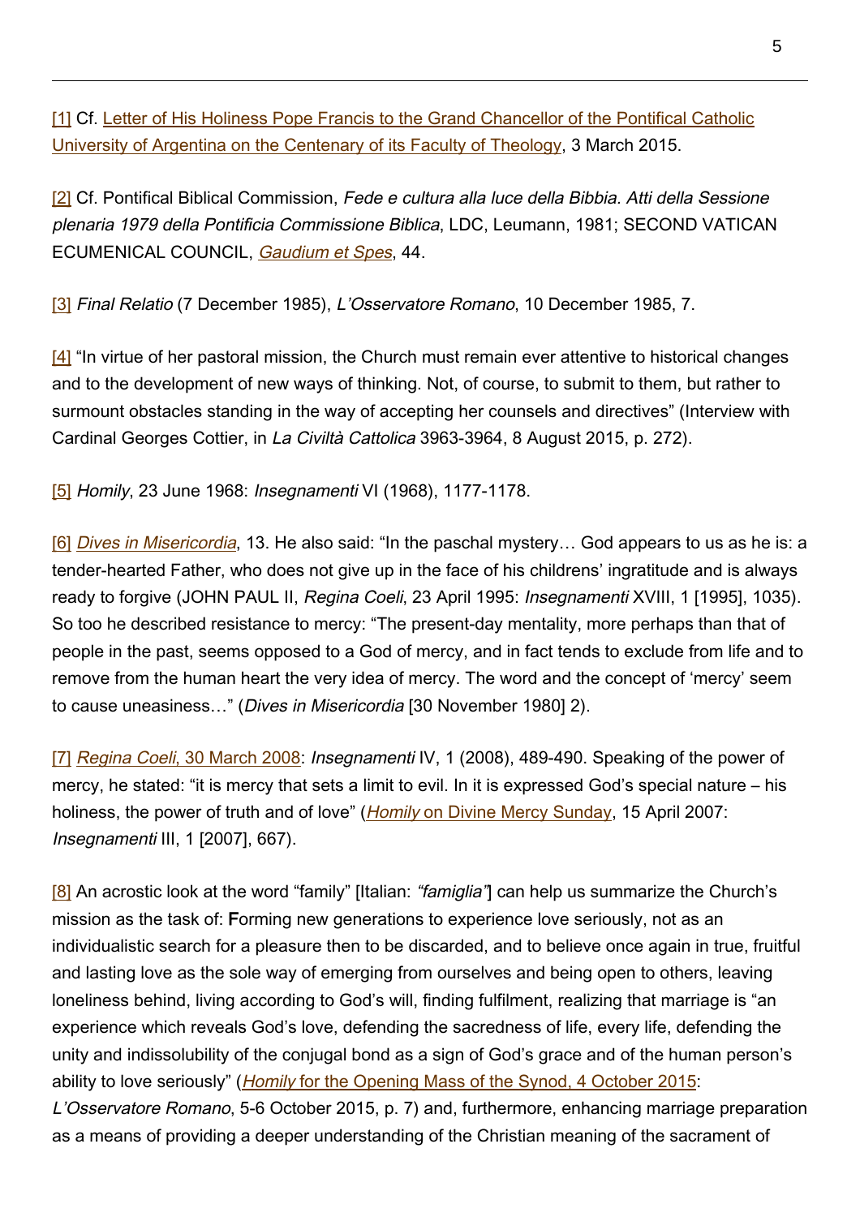[1] Cf. Letter of His Holiness Pope Francis to the Grand Chancellor of the Pontifical Catholic University of Argentina on the Centenary of its Faculty of Theology, 3 March 2015.

[2] Cf. Pontifical Biblical Commission, *Fede e cultura alla luce della Bibbia. Atti della Sessione plenaria 1979 della Pontificia Commissione Biblica*, LDC, Leumann, 1981; SECOND VATICAN ECUMENICAL COUNCIL, *Gaudium et Spes*, 44.

[3] *Final Relatio* (7 December 1985), *L'Osservatore Romano*, 10 December 1985, 7.

[4] "In virtue of her pastoral mission, the Church must remain ever attentive to historical changes and to the development of new ways of thinking. Not, of course, to submit to them, but rather to surmount obstacles standing in the way of accepting her counsels and directives" (Interview with Cardinal Georges Cottier, in *La Civiltà Cattolica* 3963-3964, 8 August 2015, p. 272).

[5] *Homily*, 23 June 1968: *Insegnamenti* VI (1968), 1177-1178.

[6] *Dives in Misericordia*, 13. He also said: "In the paschal mystery… God appears to us as he is: a tender-hearted Father, who does not give up in the face of his childrens' ingratitude and is always ready to forgive (JOHN PAUL II, *Regina Coeli*, 23 April 1995: *Insegnamenti* XVIII, 1 [1995], 1035). So too he described resistance to mercy: "The present-day mentality, more perhaps than that of people in the past, seems opposed to a God of mercy, and in fact tends to exclude from life and to remove from the human heart the very idea of mercy. The word and the concept of 'mercy' seem to cause uneasiness…" (*Dives in Misericordia* [30 November 1980] 2).

[7] *Regina Coeli*, 30 March 2008: *Insegnamenti* IV, 1 (2008), 489-490. Speaking of the power of mercy, he stated: "it is mercy that sets a limit to evil. In it is expressed God's special nature – his holiness, the power of truth and of love" (*Homily* on Divine Mercy Sunday, 15 April 2007: *Insegnamenti* III, 1 [2007], 667).

[8] An acrostic look at the word "family" [Italian: *"famiglia"*] can help us summarize the Church's mission as the task of: **F**orming new generations to experience love seriously, not as an individualistic search for a pleasure then to be discarded, and to believe once again in true, fruitful and lasting love as the sole way of emerging from ourselves and being open to others, leaving loneliness behind, living according to God's will, finding fulfilment, realizing that marriage is "an experience which reveals God's love, defending the sacredness of life, every life, defending the unity and indissolubility of the conjugal bond as a sign of God's grace and of the human person's ability to love seriously" (*Homily* for the Opening Mass of the Synod, 4 October 2015: *L'Osservatore Romano*, 5-6 October 2015, p. 7) and, furthermore, enhancing marriage preparation as a means of providing a deeper understanding of the Christian meaning of the sacrament of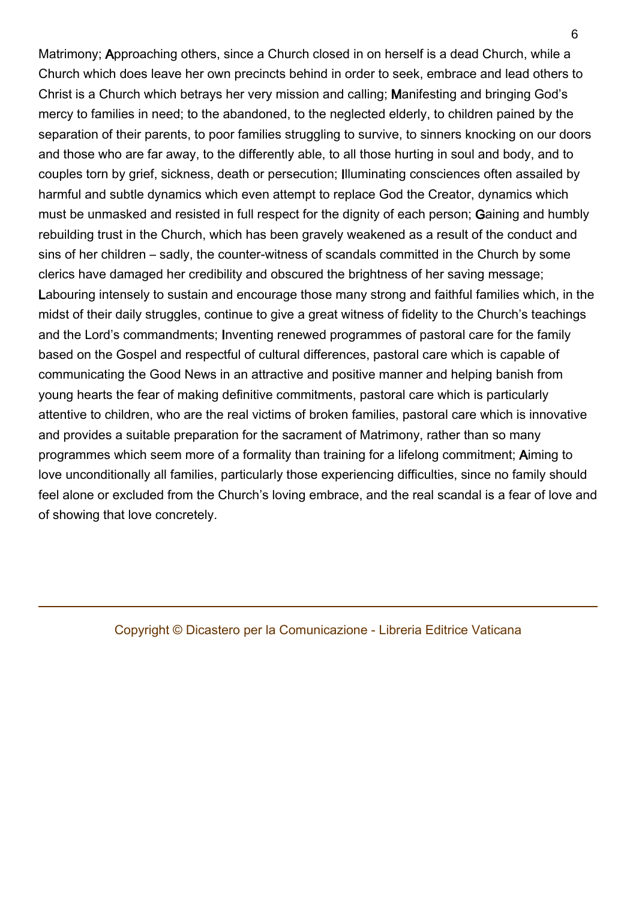Matrimony; **A**pproaching others, since a Church closed in on herself is a dead Church, while a Church which does leave her own precincts behind in order to seek, embrace and lead others to Christ is a Church which betrays her very mission and calling; **M**anifesting and bringing God's mercy to families in need; to the abandoned, to the neglected elderly, to children pained by the separation of their parents, to poor families struggling to survive, to sinners knocking on our doors and those who are far away, to the differently able, to all those hurting in soul and body, and to couples torn by grief, sickness, death or persecution; **I**lluminating consciences often assailed by harmful and subtle dynamics which even attempt to replace God the Creator, dynamics which must be unmasked and resisted in full respect for the dignity of each person; **G**aining and humbly rebuilding trust in the Church, which has been gravely weakened as a result of the conduct and sins of her children – sadly, the counter-witness of scandals committed in the Church by some clerics have damaged her credibility and obscured the brightness of her saving message; **L**abouring intensely to sustain and encourage those many strong and faithful families which, in the midst of their daily struggles, continue to give a great witness of fidelity to the Church's teachings and the Lord's commandments; **I**nventing renewed programmes of pastoral care for the family based on the Gospel and respectful of cultural differences, pastoral care which is capable of communicating the Good News in an attractive and positive manner and helping banish from young hearts the fear of making definitive commitments, pastoral care which is particularly attentive to children, who are the real victims of broken families, pastoral care which is innovative and provides a suitable preparation for the sacrament of Matrimony, rather than so many programmes which seem more of a formality than training for a lifelong commitment; **A**iming to love unconditionally all families, particularly those experiencing difficulties, since no family should feel alone or excluded from the Church's loving embrace, and the real scandal is a fear of love and of showing that love concretely.

---

Copyright © Dicastero per la Comunicazione - Libreria Editrice Vaticana